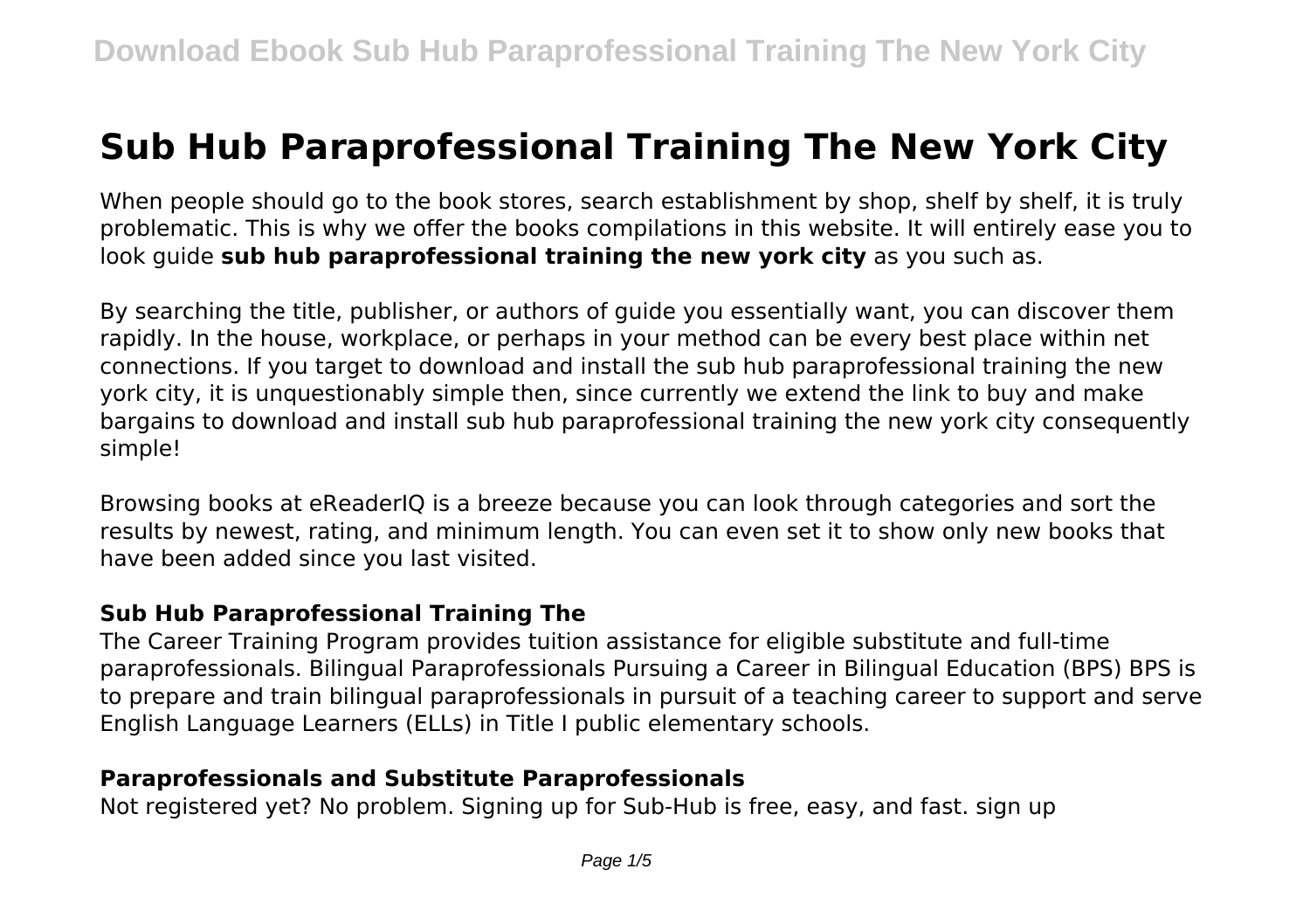# Sub Hub Paraprofessional Training The New York City

When people should go to the book stores, search establishment by shop, shelf by shelf, it is truly problematic. This is why we offer the books compilations in this website. It will entirely ease you to look guide **sub hub paraprofessional training the new york city** as you such as.

By searching the title, publisher, or authors of guide you essentially want, you can discover them rapidly. In the house, workplace, or perhaps in your method can be every best place within net connections. If you target to download and install the sub hub paraprofessional training the new york city, it is unquestionably simple then, since currently we extend the link to buy and make bargains to download and install sub hub paraprofessional training the new york city consequently simple!

Browsing books at eReaderIQ is a breeze because you can look through categories and sort the results by newest, rating, and minimum length. You can even set it to show only new books that have been added since you last visited.

### Sub Hub Paraprofessional Training The

The Career Training Program provides tuition assistance for eligible substitute and full-time paraprofessionals. Bilingual Paraprofessionals Pursuing a Career in Bilingual Education (BPS) BPS is to prepare and train bilingual paraprofessionals in pursuit of a teaching career to support and serve English Language Learners (ELLs) in Title I public elementary schools.

### Paraprofessionals and Substitute Paraprofessionals

Not registered yet? No problem. Signing up for Sub-Hub is free, easy, and fast. sign up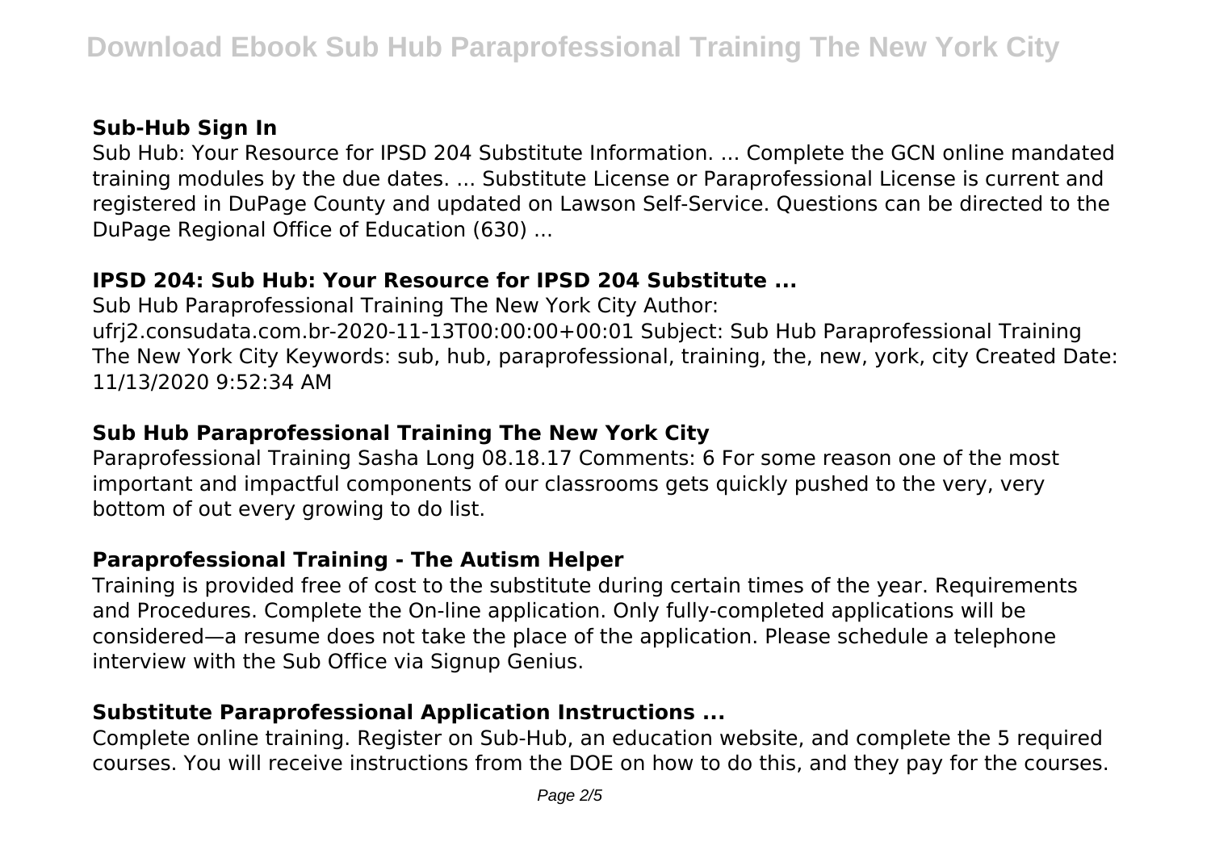### Sub-Hub Sign In

Sub Hub: Your Resource for IPSD 204 Substitute Information. ... Complete the GCN online mandated training modules by the due dates. ... Substitute License or Paraprofessional License is current and registered in DuPage County and updated on Lawson Self-Service. Questions can be directed to the DuPage Regional Office of Education (630) ...

### IPSD 204: Sub Hub: Your Resource for IPSD 204 Substitute ...

Sub Hub Paraprofessional Training The New York City Author: ufrj2.consudata.com.br-2020-11-13T00:00:00+00:01 Subject: Sub Hub Paraprofessional Training The New York City Keywords: sub, hub, paraprofessional, training, the, new, york, city Created Date: 11/13/2020 9:52:34 AM

### Sub Hub Paraprofessional Training The New York City

Paraprofessional Training Sasha Long 08.18.17 Comments: 6 For some reason one of the most important and impactful components of our classrooms gets quickly pushed to the very, very bottom of out every growing to do list.

### Paraprofessional Training - The Autism Helper

Training is provided free of cost to the substitute during certain times of the year. Requirements and Procedures. Complete the On-line application. Only fully-completed applications will be considered—a resume does not take the place of the application. Please schedule a telephone interview with the Sub Office via Signup Genius.

### Substitute Paraprofessional Application Instructions ...

Complete online training. Register on Sub-Hub, an education website, and complete the 5 required courses. You will receive instructions from the DOE on how to do this, and they pay for the courses.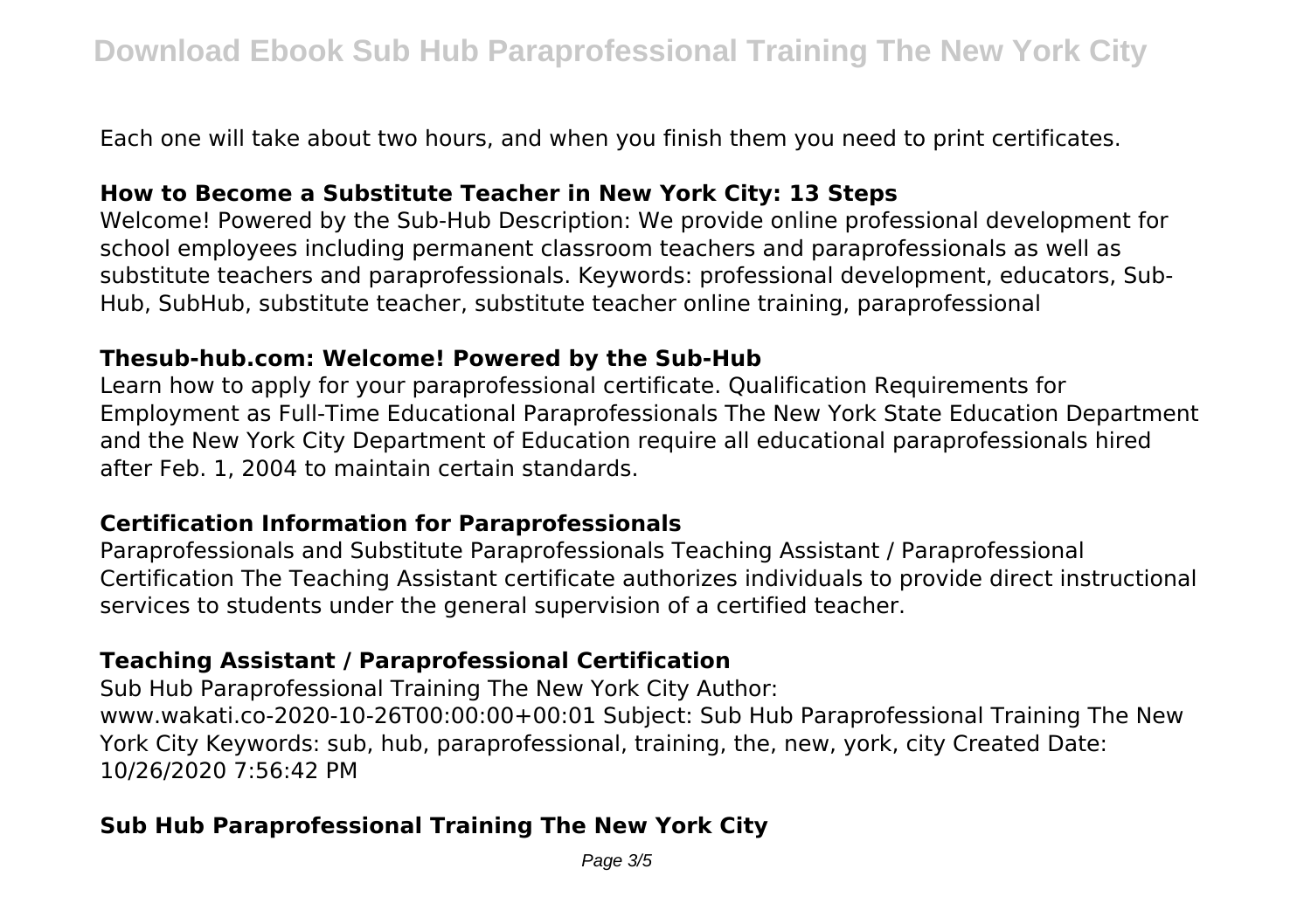Each one will take about two hours, and when you finish them you need to print certificates.

### How to Become a Substitute Teacher in New York City: 13 Steps

Welcome! Powered by the Sub-Hub Description: We provide online professional development for school employees including permanent classroom teachers and paraprofessionals as well as substitute teachers and paraprofessionals. Keywords: professional development, educators, Sub-Hub, SubHub, substitute teacher, substitute teacher online training, paraprofessional

### Thesub-hub.com: Welcome! Powered by the Sub-Hub

Learn how to apply for your paraprofessional certificate. Qualification Requirements for Employment as Full-Time Educational Paraprofessionals The New York State Education Department and the New York City Department of Education require all educational paraprofessionals hired after Feb. 1, 2004 to maintain certain standards.

### Certification Information for Paraprofessionals

Paraprofessionals and Substitute Paraprofessionals Teaching Assistant / Paraprofessional Certification The Teaching Assistant certificate authorizes individuals to provide direct instructional services to students under the general supervision of a certified teacher.

### Teaching Assistant / Paraprofessional Certification

Sub Hub Paraprofessional Training The New York City Author: www.wakati.co-2020-10-26T00:00:00+00:01 Subject: Sub Hub Paraprofessional Training The New York City Keywords: sub, hub, paraprofessional, training, the, new, york, city Created Date: 10/26/2020 7:56:42 PM

### Sub Hub Paraprofessional Training The New York City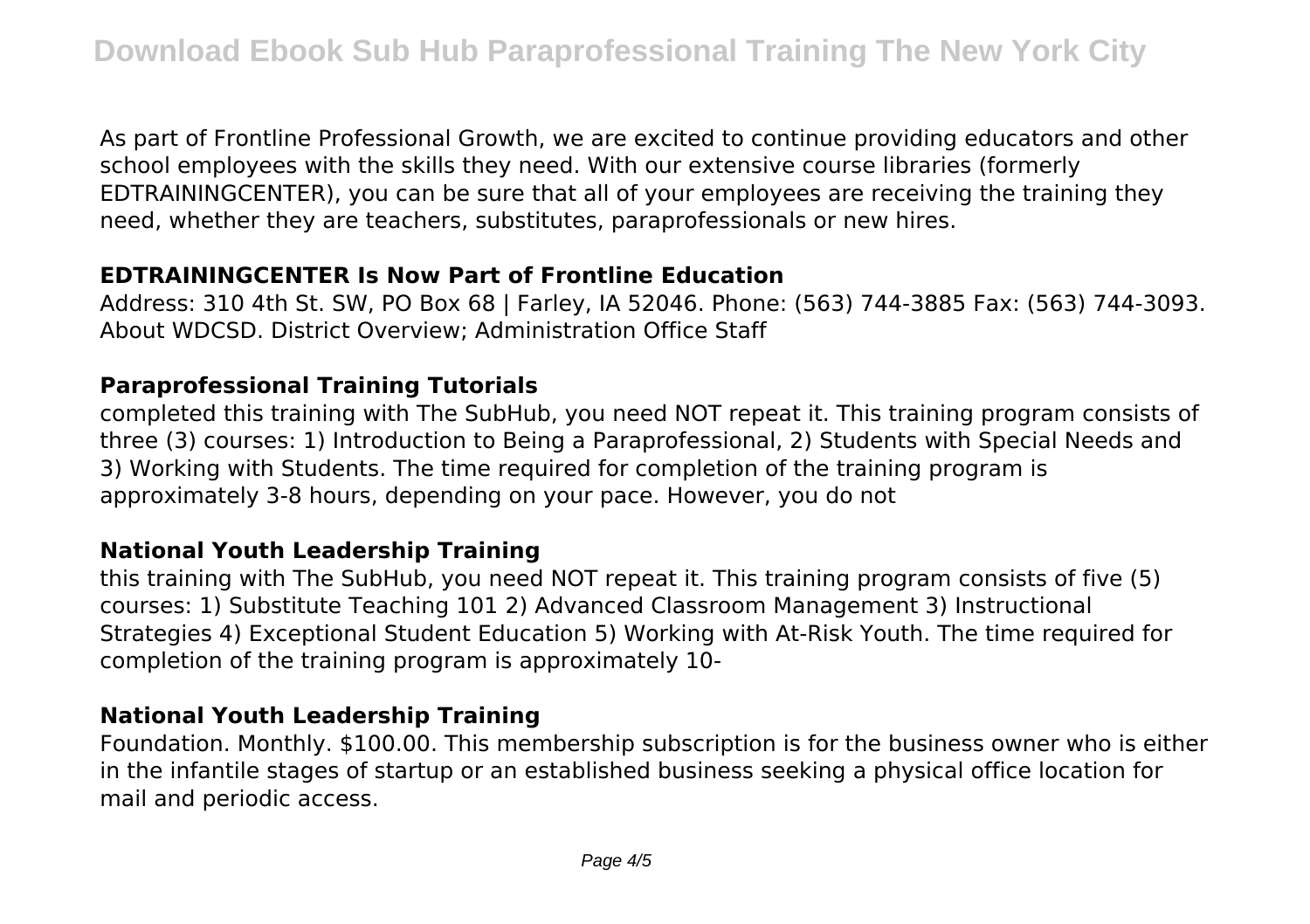As part of Frontline Professional Growth, we are excited to continue providing educators and other school employees with the skills they need. With our extensive course libraries (formerly EDTRAININGCENTER), you can be sure that all of your employees are receiving the training they need, whether they are teachers, substitutes, paraprofessionals or new hires.

### EDTRAININGCENTER Is Now Part of Frontline Education

Address: 310 4th St. SW, PO Box 68 | Farley, IA 52046. Phone: (563) 744-3885 Fax: (563) 744-3093. About WDCSD. District Overview; Administration Office Staff

### Paraprofessional Training Tutorials

completed this training with The SubHub, you need NOT repeat it. This training program consists of three (3) courses: 1) Introduction to Being a Paraprofessional, 2) Students with Special Needs and 3) Working with Students. The time required for completion of the training program is approximately 3-8 hours, depending on your pace. However, you do not

### National Youth Leadership Training

this training with The SubHub, you need NOT repeat it. This training program consists of five (5) courses: 1) Substitute Teaching 101 2) Advanced Classroom Management 3) Instructional Strategies 4) Exceptional Student Education 5) Working with At-Risk Youth. The time required for completion of the training program is approximately 10-

### National Youth Leadership Training

Foundation. Monthly. $100.00. This membership subscription is for the business owner who is either in the infantile stages of startup or an established business seeking a physical office location for mail and periodic access.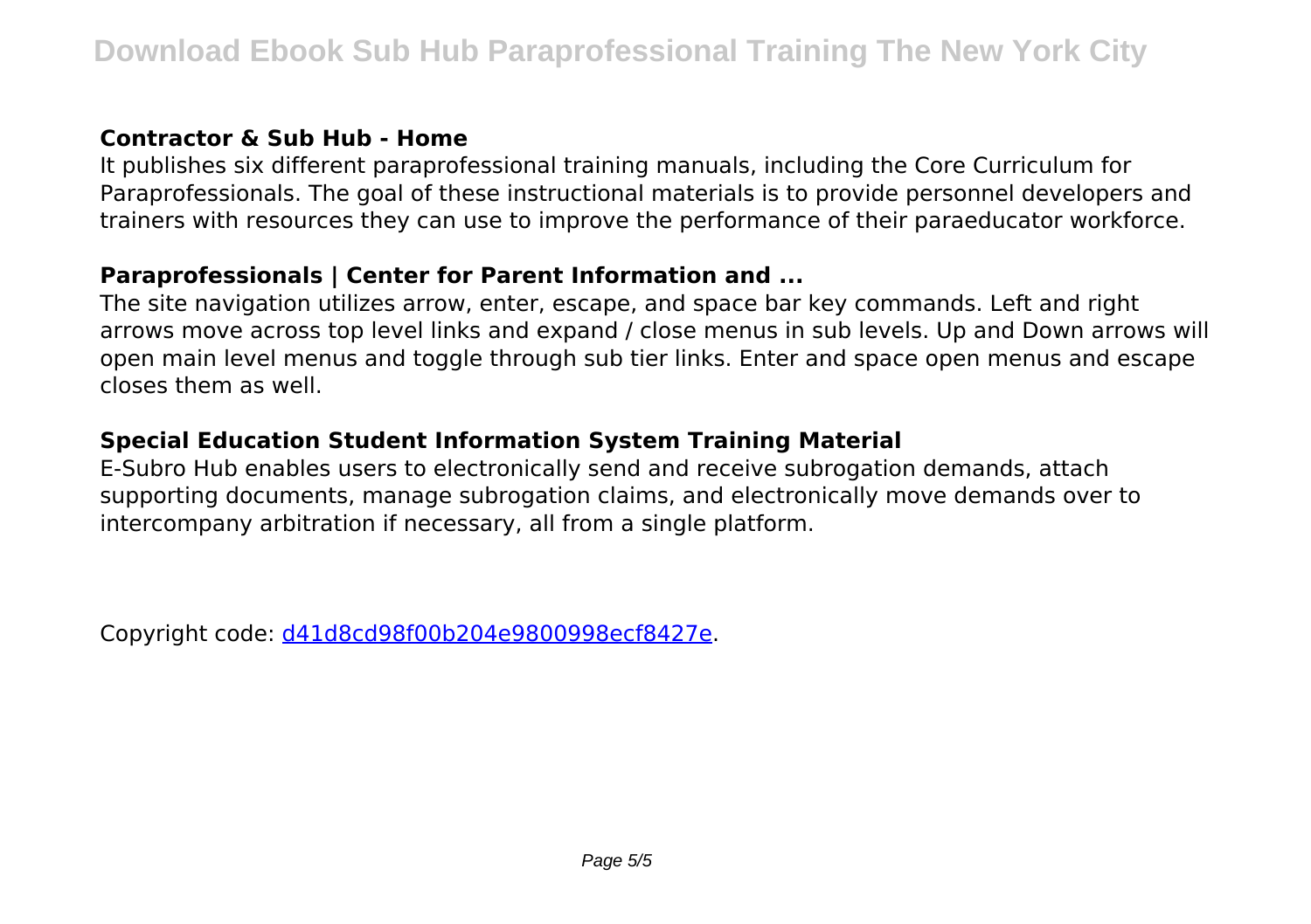### Contractor & Sub Hub - Home

It publishes six different paraprofessional training manuals, including the Core Curriculum for Paraprofessionals. The goal of these instructional materials is to provide personnel developers and trainers with resources they can use to improve the performance of their paraeducator workforce.

### Paraprofessionals | Center for Parent Information and ...

The site navigation utilizes arrow, enter, escape, and space bar key commands. Left and right arrows move across top level links and expand / close menus in sub levels. Up and Down arrows will open main level menus and toggle through sub tier links. Enter and space open menus and escape closes them as well.

### Special Education Student Information System Training Material

E-Subro Hub enables users to electronically send and receive subrogation demands, attach supporting documents, manage subrogation claims, and electronically move demands over to intercompany arbitration if necessary, all from a single platform.

Copyright code: d41d8cd98f00b204e9800998ecf8427e.